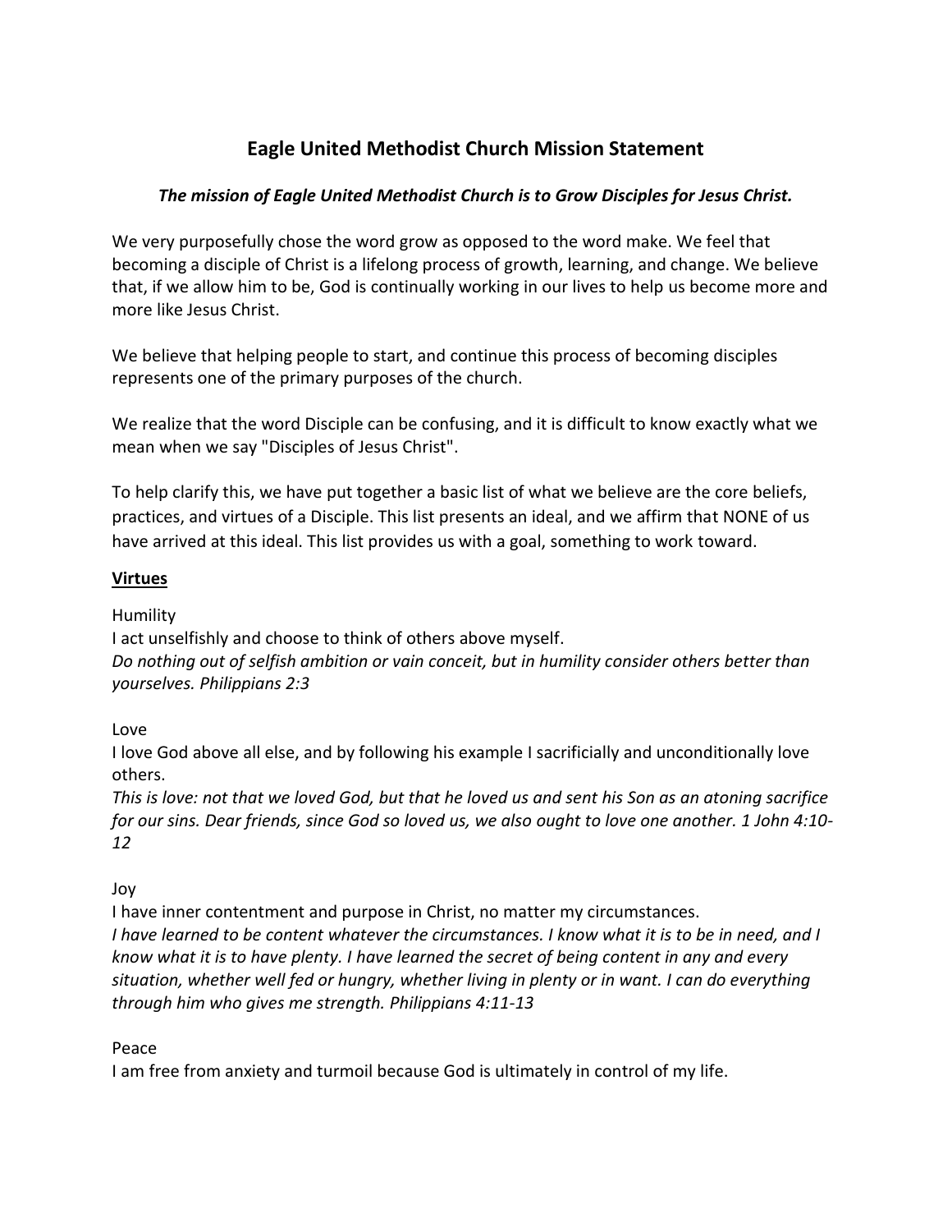# Eagle United Methodist Church Mission Statement

***The mission of Eagle United Methodist Church is to Grow Disciples for Jesus Christ.***

We very purposefully chose the word grow as opposed to the word make. We feel that becoming a disciple of Christ is a lifelong process of growth, learning, and change. We believe that, if we allow him to be, God is continually working in our lives to help us become more and more like Jesus Christ.

We believe that helping people to start, and continue this process of becoming disciples represents one of the primary purposes of the church.

We realize that the word Disciple can be confusing, and it is difficult to know exactly what we mean when we say "Disciples of Jesus Christ".

To help clarify this, we have put together a basic list of what we believe are the core beliefs, practices, and virtues of a Disciple. This list presents an ideal, and we affirm that NONE of us have arrived at this ideal. This list provides us with a goal, something to work toward.

## Virtues

Humility

I act unselfishly and choose to think of others above myself.

*Do nothing out of selfish ambition or vain conceit, but in humility consider others better than yourselves. Philippians 2:3*

Love

I love God above all else, and by following his example I sacrificially and unconditionally love others.

*This is love: not that we loved God, but that he loved us and sent his Son as an atoning sacrifice for our sins. Dear friends, since God so loved us, we also ought to love one another. 1 John 4:10-12*

Joy

I have inner contentment and purpose in Christ, no matter my circumstances.

*I have learned to be content whatever the circumstances. I know what it is to be in need, and I know what it is to have plenty. I have learned the secret of being content in any and every situation, whether well fed or hungry, whether living in plenty or in want. I can do everything through him who gives me strength. Philippians 4:11-13*

Peace

I am free from anxiety and turmoil because God is ultimately in control of my life.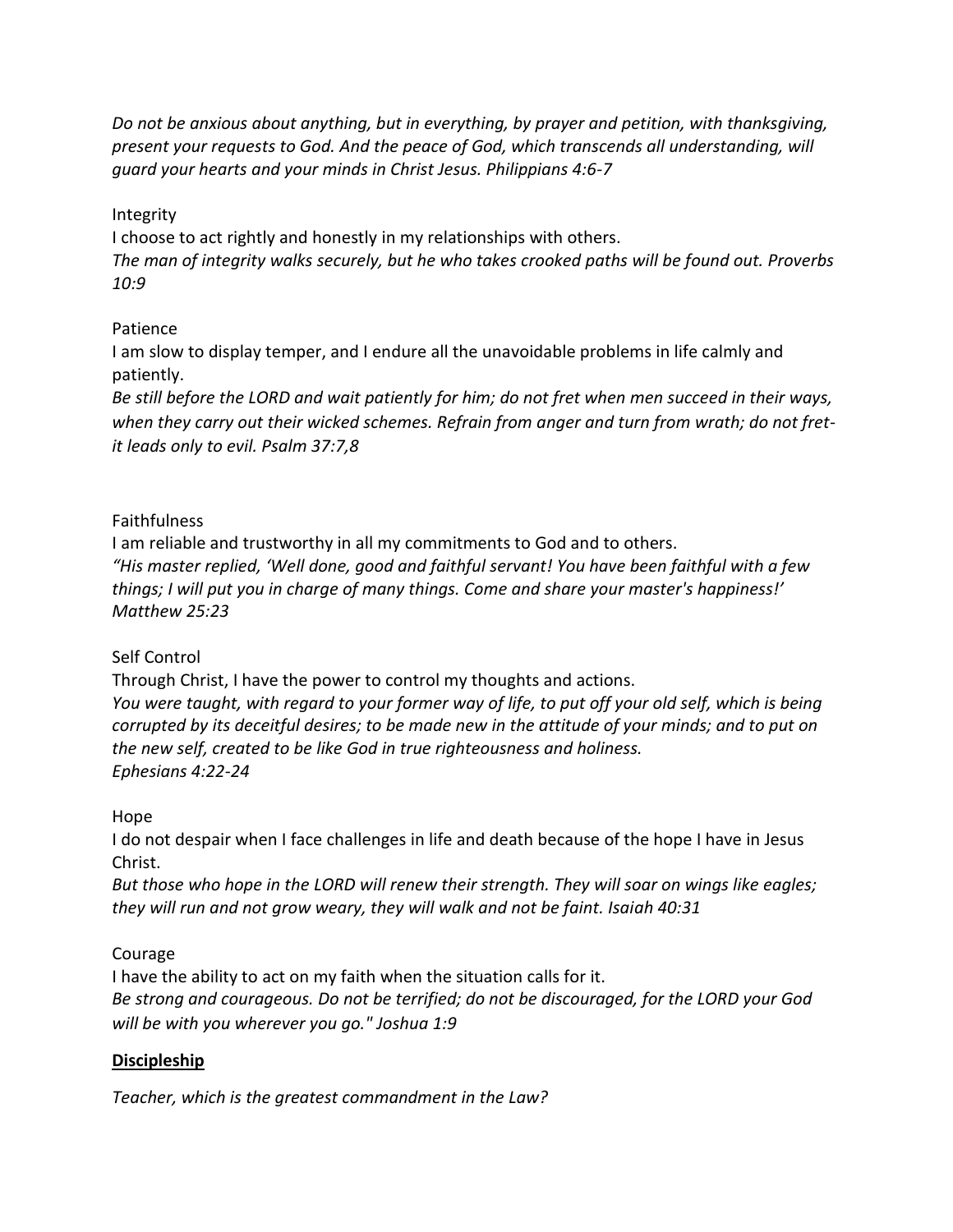*Do not be anxious about anything, but in everything, by prayer and petition, with thanksgiving, present your requests to God. And the peace of God, which transcends all understanding, will guard your hearts and your minds in Christ Jesus. Philippians 4:6-7*

Integrity
I choose to act rightly and honestly in my relationships with others.
*The man of integrity walks securely, but he who takes crooked paths will be found out. Proverbs 10:9*

Patience
I am slow to display temper, and I endure all the unavoidable problems in life calmly and patiently.
*Be still before the LORD and wait patiently for him; do not fret when men succeed in their ways, when they carry out their wicked schemes. Refrain from anger and turn from wrath; do not fret-it leads only to evil. Psalm 37:7,8*

Faithfulness
I am reliable and trustworthy in all my commitments to God and to others.
*"His master replied, 'Well done, good and faithful servant! You have been faithful with a few things; I will put you in charge of many things. Come and share your master's happiness!' Matthew 25:23*

Self Control
Through Christ, I have the power to control my thoughts and actions.
*You were taught, with regard to your former way of life, to put off your old self, which is being corrupted by its deceitful desires; to be made new in the attitude of your minds; and to put on the new self, created to be like God in true righteousness and holiness.*
*Ephesians 4:22-24*

Hope
I do not despair when I face challenges in life and death because of the hope I have in Jesus Christ.
*But those who hope in the LORD will renew their strength. They will soar on wings like eagles; they will run and not grow weary, they will walk and not be faint. Isaiah 40:31*

Courage
I have the ability to act on my faith when the situation calls for it.
*Be strong and courageous. Do not be terrified; do not be discouraged, for the LORD your God will be with you wherever you go." Joshua 1:9*

**<u>Discipleship</u>**

*Teacher, which is the greatest commandment in the Law?*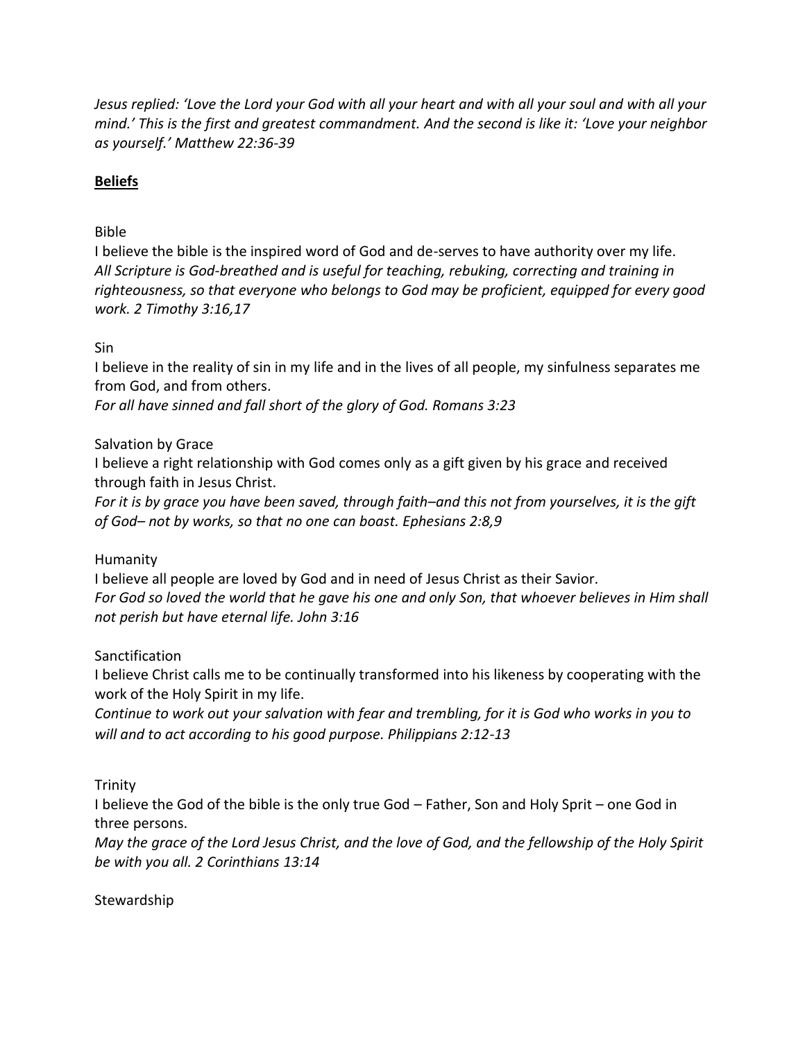*Jesus replied: 'Love the Lord your God with all your heart and with all your soul and with all your mind.' This is the first and greatest commandment. And the second is like it: 'Love your neighbor as yourself.' Matthew 22:36-39*

## **Beliefs**

Bible

I believe the bible is the inspired word of God and de-serves to have authority over my life.

*All Scripture is God-breathed and is useful for teaching, rebuking, correcting and training in righteousness, so that everyone who belongs to God may be proficient, equipped for every good work. 2 Timothy 3:16,17*

Sin

I believe in the reality of sin in my life and in the lives of all people, my sinfulness separates me from God, and from others.

*For all have sinned and fall short of the glory of God. Romans 3:23*

Salvation by Grace

I believe a right relationship with God comes only as a gift given by his grace and received through faith in Jesus Christ.

*For it is by grace you have been saved, through faith–and this not from yourselves, it is the gift of God– not by works, so that no one can boast. Ephesians 2:8,9*

Humanity

I believe all people are loved by God and in need of Jesus Christ as their Savior.

*For God so loved the world that he gave his one and only Son, that whoever believes in Him shall not perish but have eternal life. John 3:16*

Sanctification

I believe Christ calls me to be continually transformed into his likeness by cooperating with the work of the Holy Spirit in my life.

*Continue to work out your salvation with fear and trembling, for it is God who works in you to will and to act according to his good purpose. Philippians 2:12-13*

Trinity

I believe the God of the bible is the only true God – Father, Son and Holy Sprit – one God in three persons.

*May the grace of the Lord Jesus Christ, and the love of God, and the fellowship of the Holy Spirit be with you all. 2 Corinthians 13:14*

Stewardship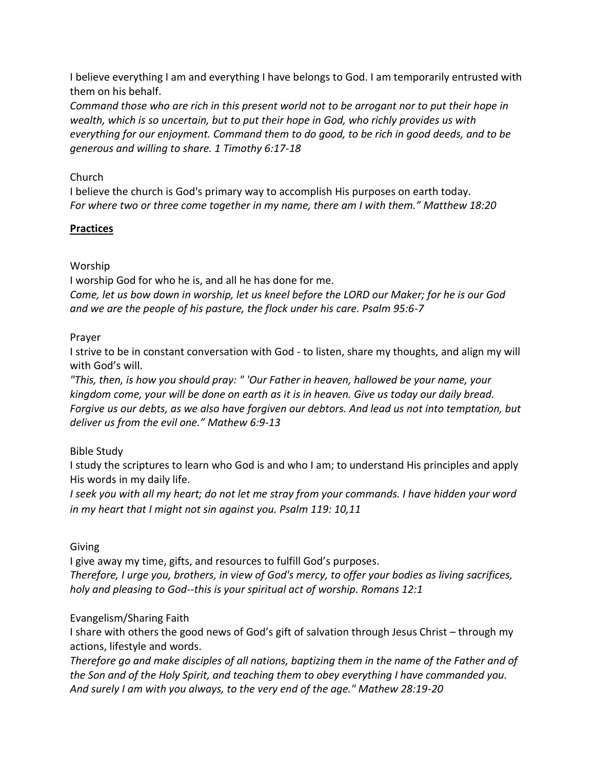I believe everything I am and everything I have belongs to God. I am temporarily entrusted with them on his behalf.
*Command those who are rich in this present world not to be arrogant nor to put their hope in wealth, which is so uncertain, but to put their hope in God, who richly provides us with everything for our enjoyment. Command them to do good, to be rich in good deeds, and to be generous and willing to share. 1 Timothy 6:17-18*

Church
I believe the church is God's primary way to accomplish His purposes on earth today.
*For where two or three come together in my name, there am I with them." Matthew 18:20*

**Practices**

Worship
I worship God for who he is, and all he has done for me.
*Come, let us bow down in worship, let us kneel before the LORD our Maker; for he is our God and we are the people of his pasture, the flock under his care. Psalm 95:6-7*

Prayer
I strive to be in constant conversation with God - to listen, share my thoughts, and align my will with God's will.
*"This, then, is how you should pray: " 'Our Father in heaven, hallowed be your name, your kingdom come, your will be done on earth as it is in heaven. Give us today our daily bread. Forgive us our debts, as we also have forgiven our debtors. And lead us not into temptation, but deliver us from the evil one." Mathew 6:9-13*

Bible Study
I study the scriptures to learn who God is and who I am; to understand His principles and apply His words in my daily life.
*I seek you with all my heart; do not let me stray from your commands. I have hidden your word in my heart that I might not sin against you. Psalm 119: 10,11*

Giving
I give away my time, gifts, and resources to fulfill God's purposes.
*Therefore, I urge you, brothers, in view of God's mercy, to offer your bodies as living sacrifices, holy and pleasing to God--this is your spiritual act of worship. Romans 12:1*

Evangelism/Sharing Faith
I share with others the good news of God's gift of salvation through Jesus Christ – through my actions, lifestyle and words.
*Therefore go and make disciples of all nations, baptizing them in the name of the Father and of the Son and of the Holy Spirit, and teaching them to obey everything I have commanded you. And surely I am with you always, to the very end of the age." Mathew 28:19-20*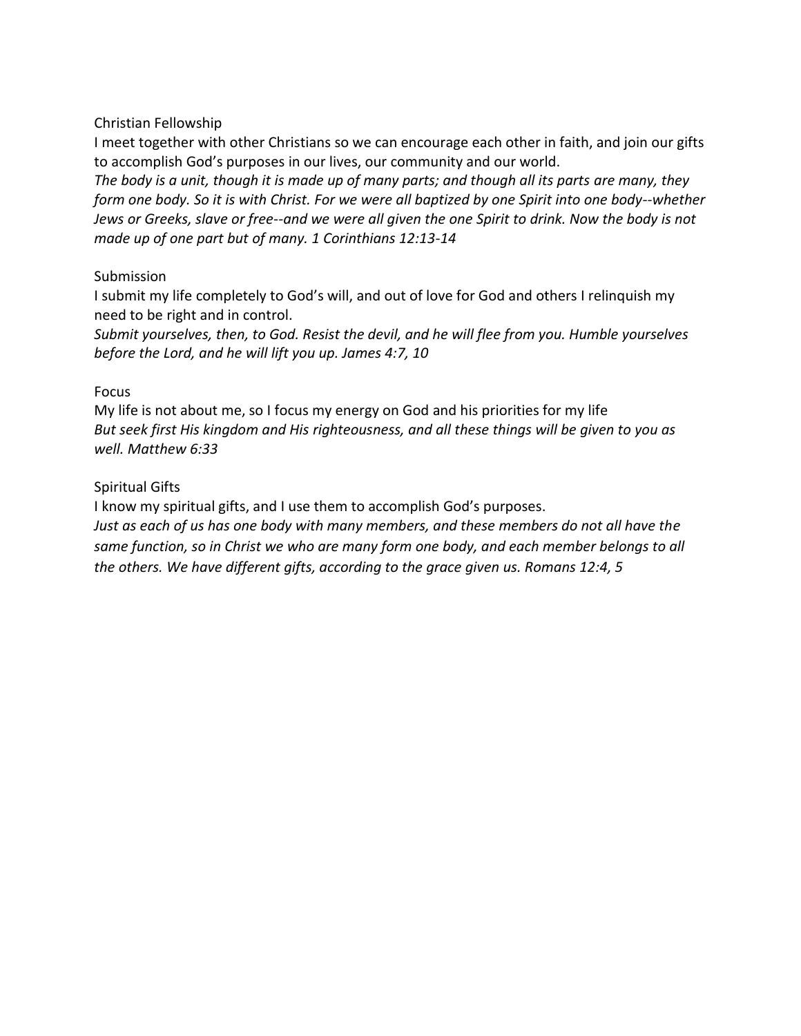Christian Fellowship

I meet together with other Christians so we can encourage each other in faith, and join our gifts to accomplish God's purposes in our lives, our community and our world.

*The body is a unit, though it is made up of many parts; and though all its parts are many, they form one body. So it is with Christ. For we were all baptized by one Spirit into one body--whether Jews or Greeks, slave or free--and we were all given the one Spirit to drink. Now the body is not made up of one part but of many. 1 Corinthians 12:13-14*

Submission

I submit my life completely to God's will, and out of love for God and others I relinquish my need to be right and in control.

*Submit yourselves, then, to God. Resist the devil, and he will flee from you. Humble yourselves before the Lord, and he will lift you up. James 4:7, 10*

Focus

My life is not about me, so I focus my energy on God and his priorities for my life

*But seek first His kingdom and His righteousness, and all these things will be given to you as well. Matthew 6:33*

Spiritual Gifts

I know my spiritual gifts, and I use them to accomplish God's purposes.

*Just as each of us has one body with many members, and these members do not all have the same function, so in Christ we who are many form one body, and each member belongs to all the others. We have different gifts, according to the grace given us. Romans 12:4, 5*